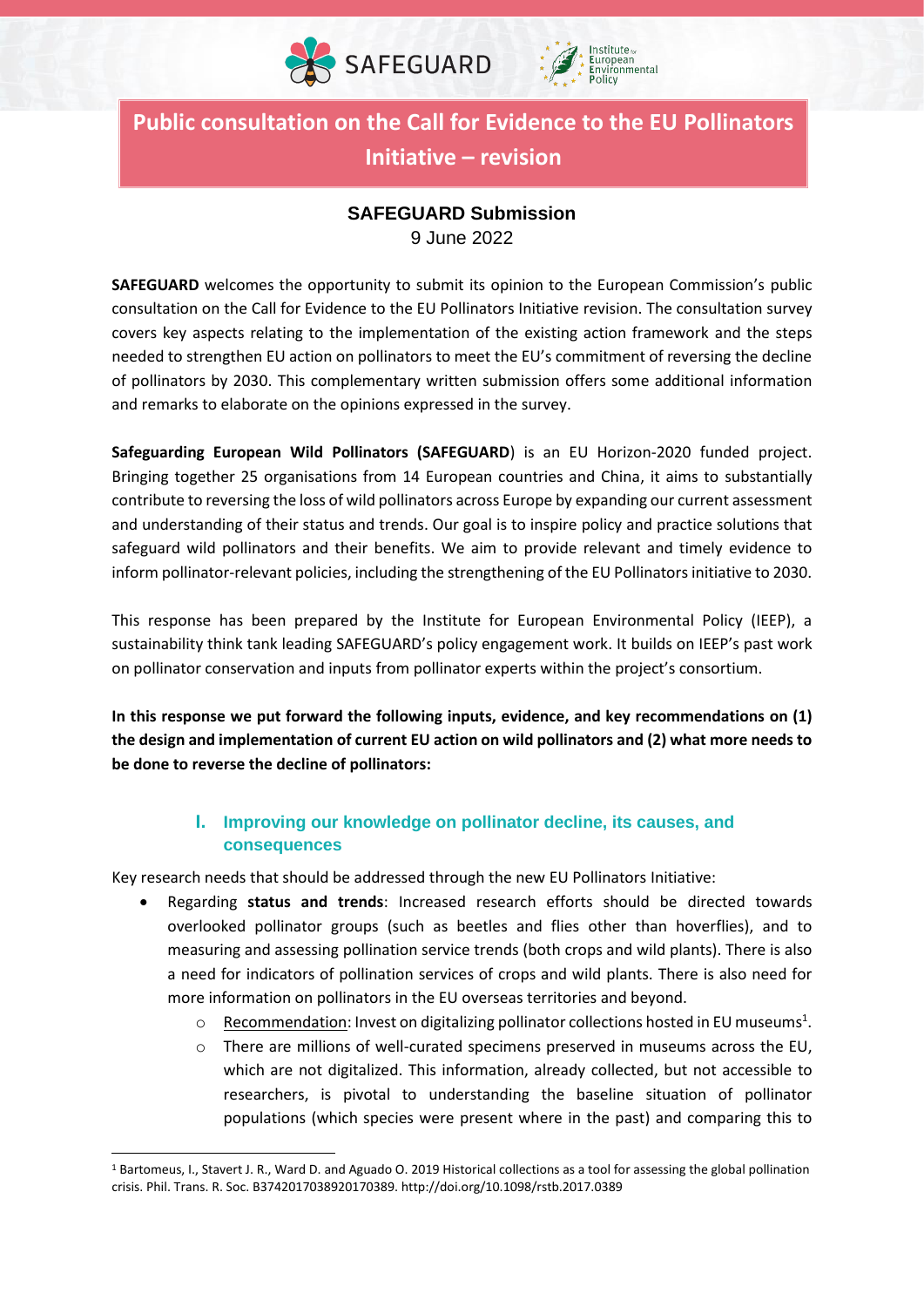# Public consultation on the Call for Evidence to the EU Pollinators Initiative – revision

## SAFEGUARD Submission

9 June 2022

**SAFEGUARD** welcomes the opportunity to submit its opinion to the European Commission's public consultation on the Call for Evidence to the EU Pollinators Initiative revision. The consultation survey covers key aspects relating to the implementation of the existing action framework and the steps needed to strengthen EU action on pollinators to meet the EU's commitment of reversing the decline of pollinators by 2030. This complementary written submission offers some additional information and remarks to elaborate on the opinions expressed in the survey.

**Safeguarding European Wild Pollinators (SAFEGUARD**) is an EU Horizon-2020 funded project. Bringing together 25 organisations from 14 European countries and China, it aims to substantially contribute to reversing the loss of wild pollinators across Europe by expanding our current assessment and understanding of their status and trends. Our goal is to inspire policy and practice solutions that safeguard wild pollinators and their benefits. We aim to provide relevant and timely evidence to inform pollinator-relevant policies, including the strengthening of the EU Pollinators initiative to 2030.

This response has been prepared by the Institute for European Environmental Policy (IEEP), a sustainability think tank leading SAFEGUARD's policy engagement work. It builds on IEEP's past work on pollinator conservation and inputs from pollinator experts within the project's consortium.

**In this response we put forward the following inputs, evidence, and key recommendations on (1) the design and implementation of current EU action on wild pollinators and (2) what more needs to be done to reverse the decline of pollinators:**

### I. Improving our knowledge on pollinator decline, its causes, and consequences

Key research needs that should be addressed through the new EU Pollinators Initiative:

- Regarding **status and trends**: Increased research efforts should be directed towards overlooked pollinator groups (such as beetles and flies other than hoverflies), and to measuring and assessing pollination service trends (both crops and wild plants). There is also a need for indicators of pollination services of crops and wild plants. There is also need for more information on pollinators in the EU overseas territories and beyond.
  - Recommendation: Invest on digitalizing pollinator collections hosted in EU museums[1].
  - There are millions of well-curated specimens preserved in museums across the EU, which are not digitalized. This information, already collected, but not accessible to researchers, is pivotal to understanding the baseline situation of pollinator populations (which species were present where in the past) and comparing this to

[1] Bartomeus, I., Stavert J. R., Ward D. and Aguado O. 2019 Historical collections as a tool for assessing the global pollination crisis. Phil. Trans. R. Soc. B3742017038920170389. http://doi.org/10.1098/rstb.2017.0389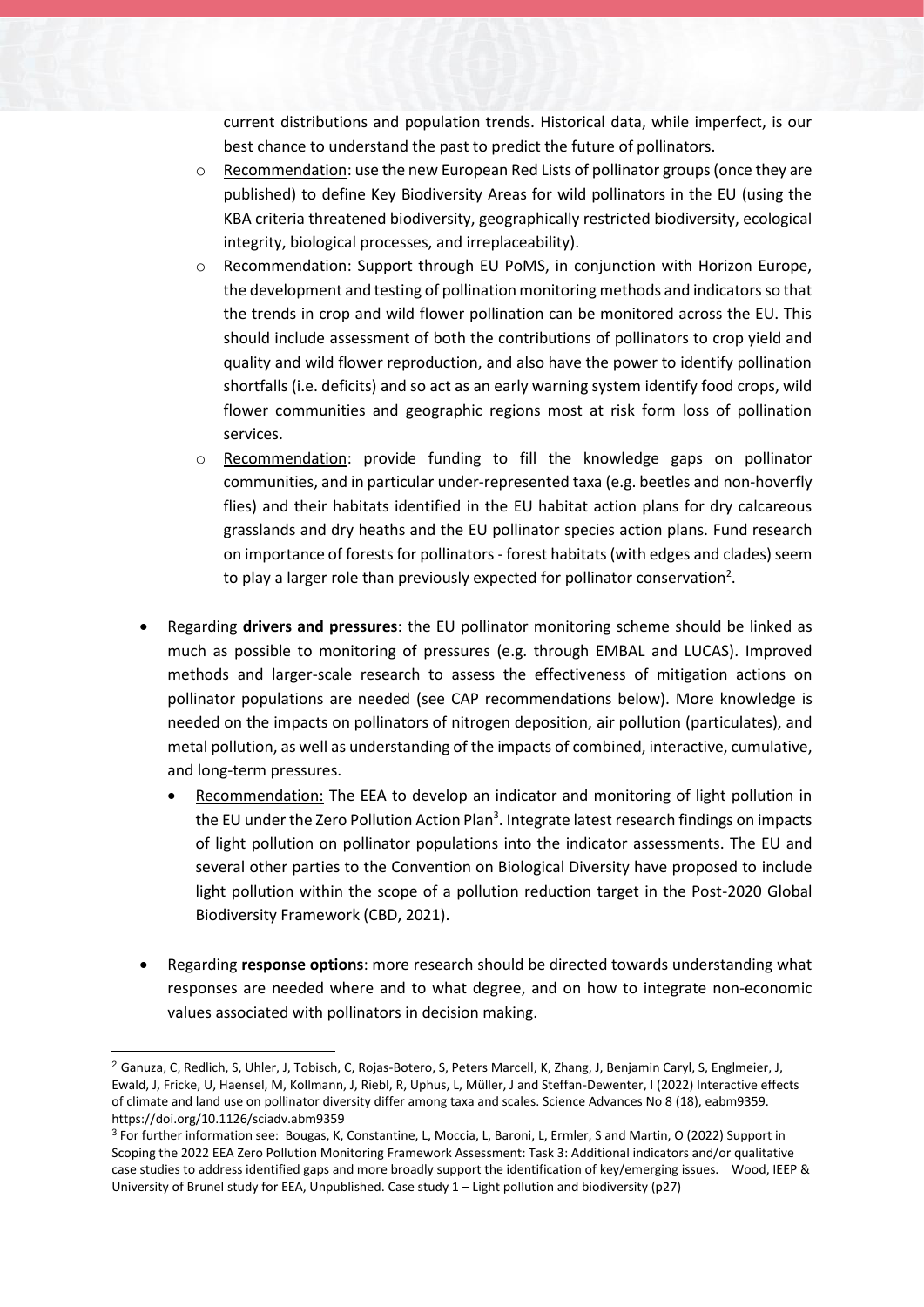current distributions and population trends. Historical data, while imperfect, is our best chance to understand the past to predict the future of pollinators.

    - Recommendation: use the new European Red Lists of pollinator groups (once they are published) to define Key Biodiversity Areas for wild pollinators in the EU (using the KBA criteria threatened biodiversity, geographically restricted biodiversity, ecological integrity, biological processes, and irreplaceability).
    - Recommendation: Support through EU PoMS, in conjunction with Horizon Europe, the development and testing of pollination monitoring methods and indicators so that the trends in crop and wild flower pollination can be monitored across the EU. This should include assessment of both the contributions of pollinators to crop yield and quality and wild flower reproduction, and also have the power to identify pollination shortfalls (i.e. deficits) and so act as an early warning system identify food crops, wild flower communities and geographic regions most at risk form loss of pollination services.
    - Recommendation: provide funding to fill the knowledge gaps on pollinator communities, and in particular under-represented taxa (e.g. beetles and non-hoverfly flies) and their habitats identified in the EU habitat action plans for dry calcareous grasslands and dry heaths and the EU pollinator species action plans. Fund research on importance of forests for pollinators - forest habitats (with edges and clades) seem to play a larger role than previously expected for pollinator conservation[2].

- Regarding **drivers and pressures**: the EU pollinator monitoring scheme should be linked as much as possible to monitoring of pressures (e.g. through EMBAL and LUCAS). Improved methods and larger-scale research to assess the effectiveness of mitigation actions on pollinator populations are needed (see CAP recommendations below). More knowledge is needed on the impacts on pollinators of nitrogen deposition, air pollution (particulates), and metal pollution, as well as understanding of the impacts of combined, interactive, cumulative, and long-term pressures.
    - Recommendation: The EEA to develop an indicator and monitoring of light pollution in the EU under the Zero Pollution Action Plan[3]. Integrate latest research findings on impacts of light pollution on pollinator populations into the indicator assessments. The EU and several other parties to the Convention on Biological Diversity have proposed to include light pollution within the scope of a pollution reduction target in the Post-2020 Global Biodiversity Framework (CBD, 2021).

- Regarding **response options**: more research should be directed towards understanding what responses are needed where and to what degree, and on how to integrate non-economic values associated with pollinators in decision making.

---

[2] Ganuza, C, Redlich, S, Uhler, J, Tobisch, C, Rojas-Botero, S, Peters Marcell, K, Zhang, J, Benjamin Caryl, S, Englmeier, J, Ewald, J, Fricke, U, Haensel, M, Kollmann, J, Riebl, R, Uphus, L, Müller, J and Steffan-Dewenter, I (2022) Interactive effects of climate and land use on pollinator diversity differ among taxa and scales. Science Advances No 8 (18), eabm9359. https://doi.org/10.1126/sciadv.abm9359

[3] For further information see: Bougas, K, Constantine, L, Moccia, L, Baroni, L, Ermler, S and Martin, O (2022) Support in Scoping the 2022 EEA Zero Pollution Monitoring Framework Assessment: Task 3: Additional indicators and/or qualitative case studies to address identified gaps and more broadly support the identification of key/emerging issues. Wood, IEEP & University of Brunel study for EEA, Unpublished. Case study 1 – Light pollution and biodiversity (p27)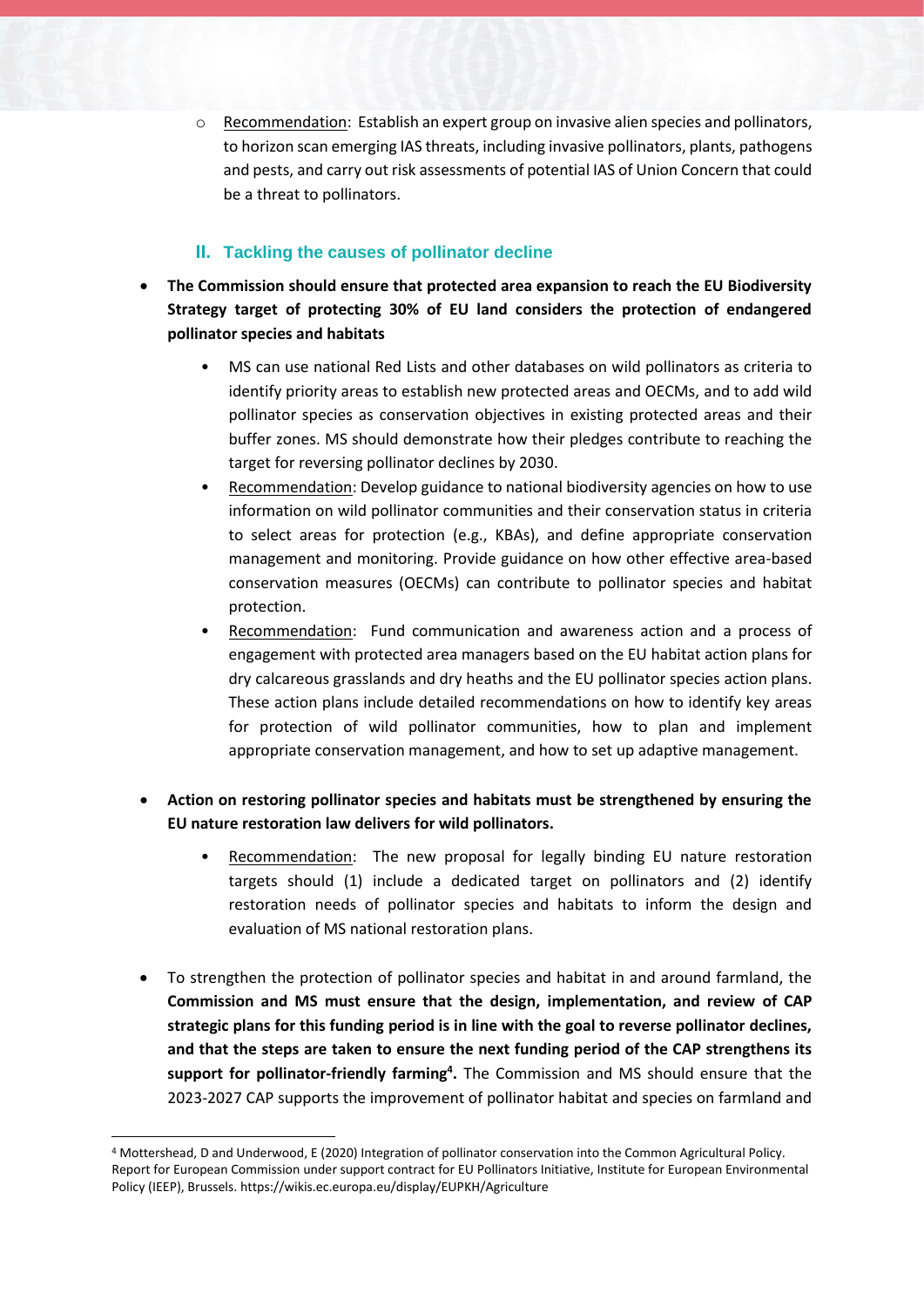- Recommendation: Establish an expert group on invasive alien species and pollinators, to horizon scan emerging IAS threats, including invasive pollinators, plants, pathogens and pests, and carry out risk assessments of potential IAS of Union Concern that could be a threat to pollinators.

## II. Tackling the causes of pollinator decline

- **The Commission should ensure that protected area expansion to reach the EU Biodiversity Strategy target of protecting 30% of EU land considers the protection of endangered pollinator species and habitats**
  - MS can use national Red Lists and other databases on wild pollinators as criteria to identify priority areas to establish new protected areas and OECMs, and to add wild pollinator species as conservation objectives in existing protected areas and their buffer zones. MS should demonstrate how their pledges contribute to reaching the target for reversing pollinator declines by 2030.
  - Recommendation: Develop guidance to national biodiversity agencies on how to use information on wild pollinator communities and their conservation status in criteria to select areas for protection (e.g., KBAs), and define appropriate conservation management and monitoring. Provide guidance on how other effective area-based conservation measures (OECMs) can contribute to pollinator species and habitat protection.
  - Recommendation: Fund communication and awareness action and a process of engagement with protected area managers based on the EU habitat action plans for dry calcareous grasslands and dry heaths and the EU pollinator species action plans. These action plans include detailed recommendations on how to identify key areas for protection of wild pollinator communities, how to plan and implement appropriate conservation management, and how to set up adaptive management.

- **Action on restoring pollinator species and habitats must be strengthened by ensuring the EU nature restoration law delivers for wild pollinators.**
  - Recommendation: The new proposal for legally binding EU nature restoration targets should (1) include a dedicated target on pollinators and (2) identify restoration needs of pollinator species and habitats to inform the design and evaluation of MS national restoration plans.

- To strengthen the protection of pollinator species and habitat in and around farmland, the **Commission and MS must ensure that the design, implementation, and review of CAP strategic plans for this funding period is in line with the goal to reverse pollinator declines, and that the steps are taken to ensure the next funding period of the CAP strengthens its support for pollinator-friendly farming[4].** The Commission and MS should ensure that the 2023-2027 CAP supports the improvement of pollinator habitat and species on farmland and

[4] Mottershead, D and Underwood, E (2020) Integration of pollinator conservation into the Common Agricultural Policy. Report for European Commission under support contract for EU Pollinators Initiative, Institute for European Environmental Policy (IEEP), Brussels. https://wikis.ec.europa.eu/display/EUPKH/Agriculture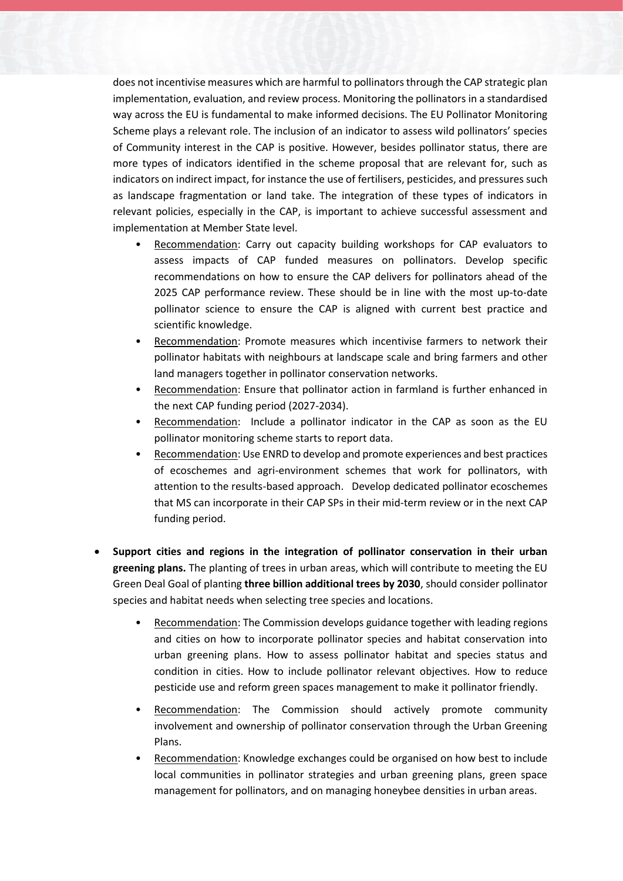does not incentivise measures which are harmful to pollinators through the CAP strategic plan implementation, evaluation, and review process. Monitoring the pollinators in a standardised way across the EU is fundamental to make informed decisions. The EU Pollinator Monitoring Scheme plays a relevant role. The inclusion of an indicator to assess wild pollinators' species of Community interest in the CAP is positive. However, besides pollinator status, there are more types of indicators identified in the scheme proposal that are relevant for, such as indicators on indirect impact, for instance the use of fertilisers, pesticides, and pressures such as landscape fragmentation or land take. The integration of these types of indicators in relevant policies, especially in the CAP, is important to achieve successful assessment and implementation at Member State level.

  - Recommendation: Carry out capacity building workshops for CAP evaluators to assess impacts of CAP funded measures on pollinators. Develop specific recommendations on how to ensure the CAP delivers for pollinators ahead of the 2025 CAP performance review. These should be in line with the most up-to-date pollinator science to ensure the CAP is aligned with current best practice and scientific knowledge.
  - Recommendation: Promote measures which incentivise farmers to network their pollinator habitats with neighbours at landscape scale and bring farmers and other land managers together in pollinator conservation networks.
  - Recommendation: Ensure that pollinator action in farmland is further enhanced in the next CAP funding period (2027-2034).
  - Recommendation: Include a pollinator indicator in the CAP as soon as the EU pollinator monitoring scheme starts to report data.
  - Recommendation: Use ENRD to develop and promote experiences and best practices of ecoschemes and agri-environment schemes that work for pollinators, with attention to the results-based approach. Develop dedicated pollinator ecoschemes that MS can incorporate in their CAP SPs in their mid-term review or in the next CAP funding period.

- **Support cities and regions in the integration of pollinator conservation in their urban greening plans.** The planting of trees in urban areas, which will contribute to meeting the EU Green Deal Goal of planting **three billion additional trees by 2030**, should consider pollinator species and habitat needs when selecting tree species and locations.

  - Recommendation: The Commission develops guidance together with leading regions and cities on how to incorporate pollinator species and habitat conservation into urban greening plans. How to assess pollinator habitat and species status and condition in cities. How to include pollinator relevant objectives. How to reduce pesticide use and reform green spaces management to make it pollinator friendly.
  - Recommendation: The Commission should actively promote community involvement and ownership of pollinator conservation through the Urban Greening Plans.
  - Recommendation: Knowledge exchanges could be organised on how best to include local communities in pollinator strategies and urban greening plans, green space management for pollinators, and on managing honeybee densities in urban areas.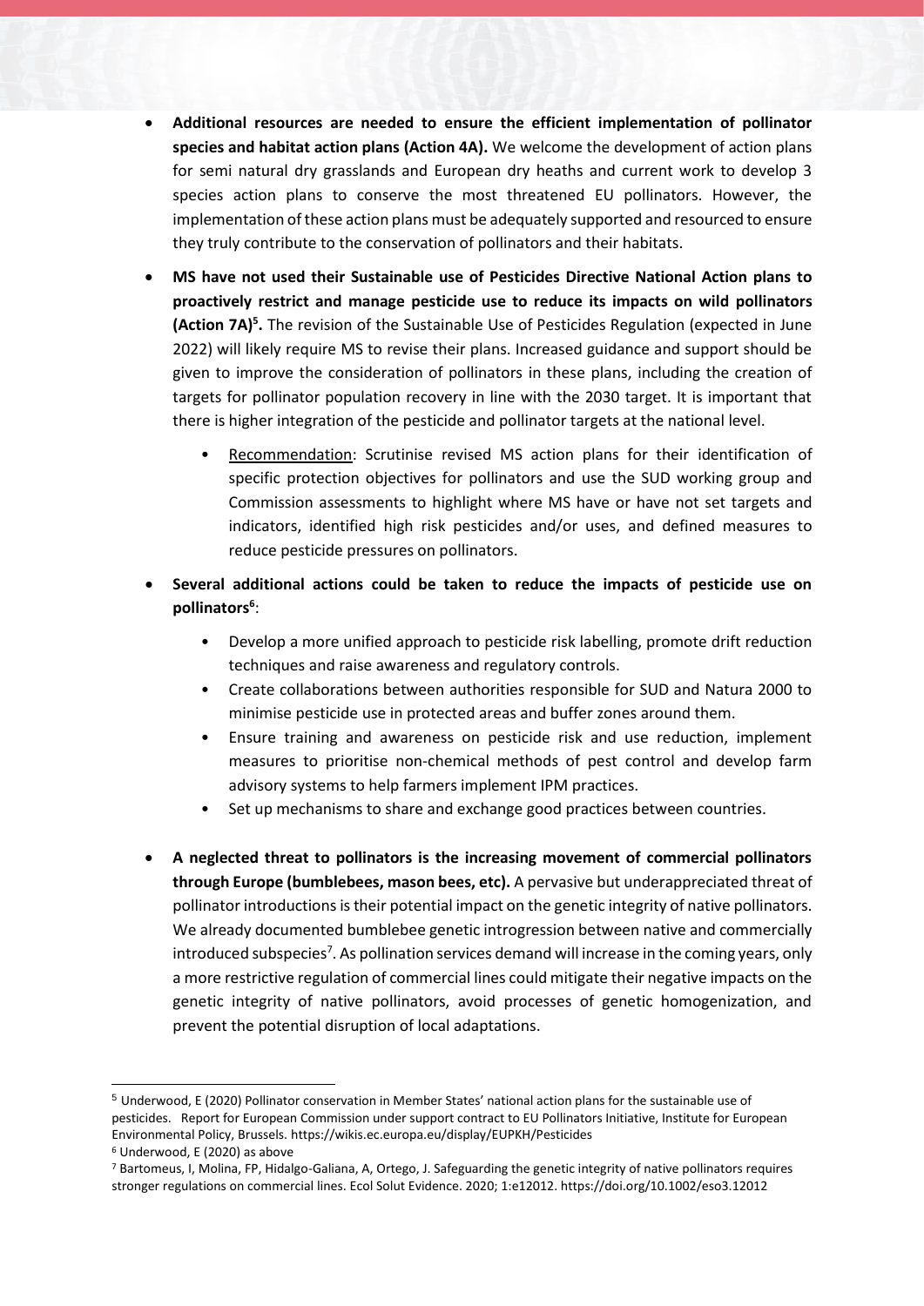- **Additional resources are needed to ensure the efficient implementation of pollinator species and habitat action plans (Action 4A).** We welcome the development of action plans for semi natural dry grasslands and European dry heaths and current work to develop 3 species action plans to conserve the most threatened EU pollinators. However, the implementation of these action plans must be adequately supported and resourced to ensure they truly contribute to the conservation of pollinators and their habitats.

- **MS have not used their Sustainable use of Pesticides Directive National Action plans to proactively restrict and manage pesticide use to reduce its impacts on wild pollinators (Action 7A)[5].** The revision of the Sustainable Use of Pesticides Regulation (expected in June 2022) will likely require MS to revise their plans. Increased guidance and support should be given to improve the consideration of pollinators in these plans, including the creation of targets for pollinator population recovery in line with the 2030 target. It is important that there is higher integration of the pesticide and pollinator targets at the national level.

    - Recommendation: Scrutinise revised MS action plans for their identification of specific protection objectives for pollinators and use the SUD working group and Commission assessments to highlight where MS have or have not set targets and indicators, identified high risk pesticides and/or uses, and defined measures to reduce pesticide pressures on pollinators.

- **Several additional actions could be taken to reduce the impacts of pesticide use on pollinators[6]**:

    - Develop a more unified approach to pesticide risk labelling, promote drift reduction techniques and raise awareness and regulatory controls.
    - Create collaborations between authorities responsible for SUD and Natura 2000 to minimise pesticide use in protected areas and buffer zones around them.
    - Ensure training and awareness on pesticide risk and use reduction, implement measures to prioritise non-chemical methods of pest control and develop farm advisory systems to help farmers implement IPM practices.
    - Set up mechanisms to share and exchange good practices between countries.

- **A neglected threat to pollinators is the increasing movement of commercial pollinators through Europe (bumblebees, mason bees, etc).** A pervasive but underappreciated threat of pollinator introductions is their potential impact on the genetic integrity of native pollinators. We already documented bumblebee genetic introgression between native and commercially introduced subspecies[7]. As pollination services demand will increase in the coming years, only a more restrictive regulation of commercial lines could mitigate their negative impacts on the genetic integrity of native pollinators, avoid processes of genetic homogenization, and prevent the potential disruption of local adaptations.

---

[5] Underwood, E (2020) Pollinator conservation in Member States' national action plans for the sustainable use of pesticides. Report for European Commission under support contract to EU Pollinators Initiative, Institute for European Environmental Policy, Brussels. https://wikis.ec.europa.eu/display/EUPKH/Pesticides

[6] Underwood, E (2020) as above

[7] Bartomeus, I, Molina, FP, Hidalgo-Galiana, A, Ortego, J. Safeguarding the genetic integrity of native pollinators requires stronger regulations on commercial lines. Ecol Solut Evidence. 2020; 1:e12012. https://doi.org/10.1002/eso3.12012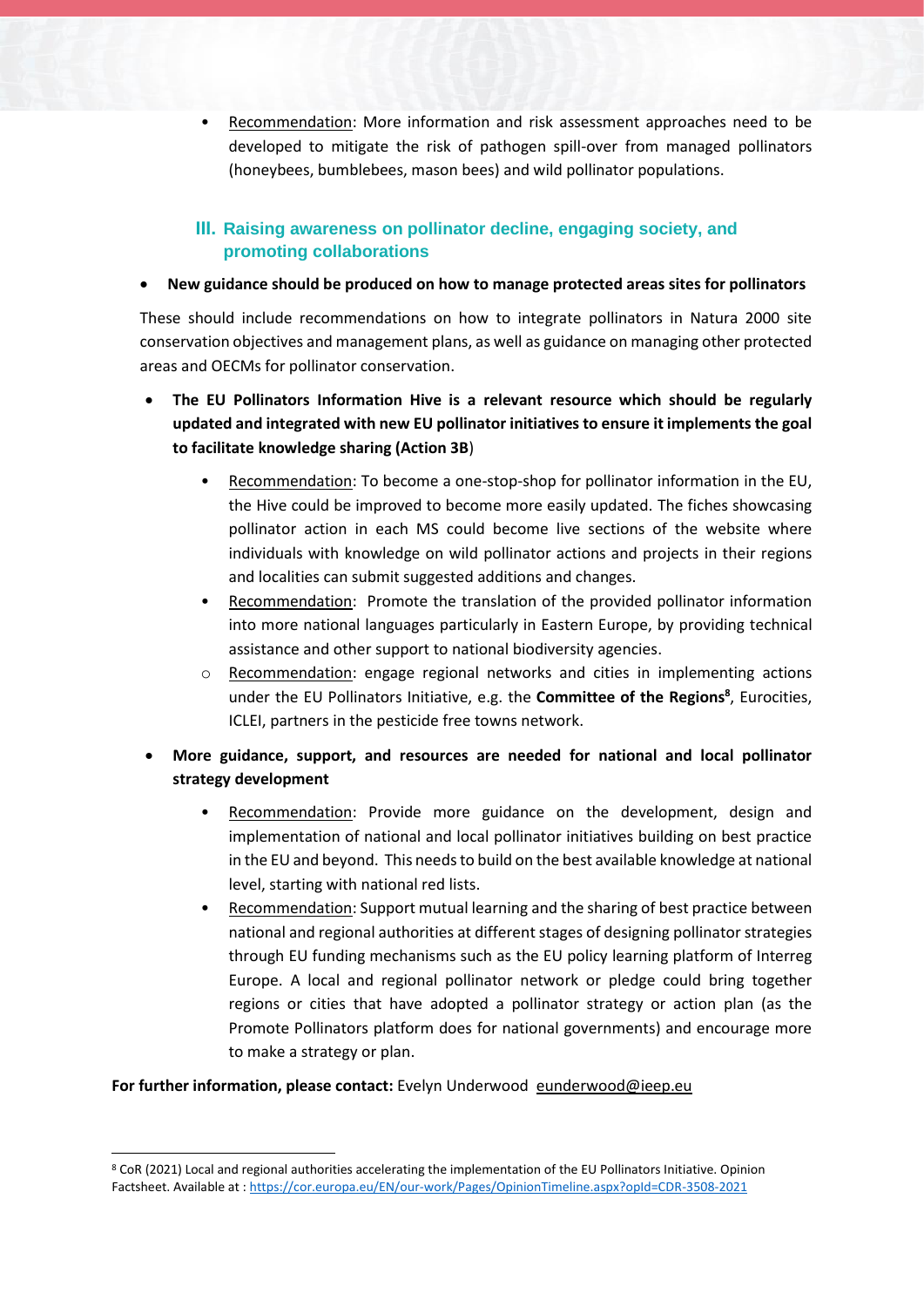- Recommendation: More information and risk assessment approaches need to be developed to mitigate the risk of pathogen spill-over from managed pollinators (honeybees, bumblebees, mason bees) and wild pollinator populations.

## III. Raising awareness on pollinator decline, engaging society, and promoting collaborations

- **New guidance should be produced on how to manage protected areas sites for pollinators**

These should include recommendations on how to integrate pollinators in Natura 2000 site conservation objectives and management plans, as well as guidance on managing other protected areas and OECMs for pollinator conservation.

- **The EU Pollinators Information Hive is a relevant resource which should be regularly updated and integrated with new EU pollinator initiatives to ensure it implements the goal to facilitate knowledge sharing (Action 3B**)
    - Recommendation: To become a one-stop-shop for pollinator information in the EU, the Hive could be improved to become more easily updated. The fiches showcasing pollinator action in each MS could become live sections of the website where individuals with knowledge on wild pollinator actions and projects in their regions and localities can submit suggested additions and changes.
    - Recommendation: Promote the translation of the provided pollinator information into more national languages particularly in Eastern Europe, by providing technical assistance and other support to national biodiversity agencies.
    - Recommendation: engage regional networks and cities in implementing actions under the EU Pollinators Initiative, e.g. the **Committee of the Regions**[8], Eurocities, ICLEI, partners in the pesticide free towns network.

- **More guidance, support, and resources are needed for national and local pollinator strategy development**
    - Recommendation: Provide more guidance on the development, design and implementation of national and local pollinator initiatives building on best practice in the EU and beyond. This needs to build on the best available knowledge at national level, starting with national red lists.
    - Recommendation: Support mutual learning and the sharing of best practice between national and regional authorities at different stages of designing pollinator strategies through EU funding mechanisms such as the EU policy learning platform of Interreg Europe. A local and regional pollinator network or pledge could bring together regions or cities that have adopted a pollinator strategy or action plan (as the Promote Pollinators platform does for national governments) and encourage more to make a strategy or plan.

**For further information, please contact:** Evelyn Underwood eunderwood@ieep.eu

---

[8] CoR (2021) Local and regional authorities accelerating the implementation of the EU Pollinators Initiative. Opinion Factsheet. Available at : https://cor.europa.eu/EN/our-work/Pages/OpinionTimeline.aspx?opId=CDR-3508-2021